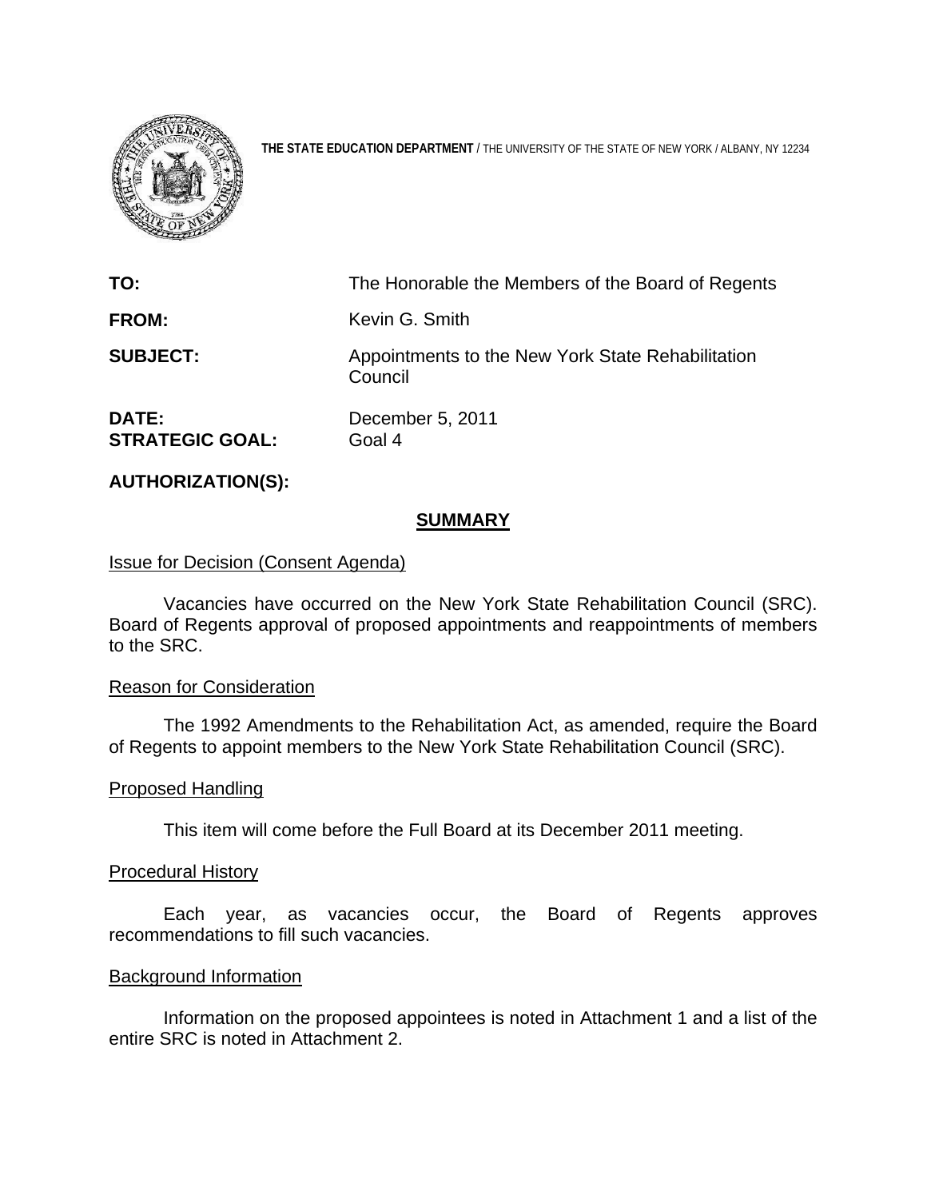**THE STATE EDUCATION DEPARTMENT** / THE UNIVERSITY OF THE STATE OF NEW YORK / ALBANY, NY 12234

| | |
|---|---|
| **TO:** | The Honorable the Members of the Board of Regents |
| **FROM:** | Kevin G. Smith |
| **SUBJECT:** | Appointments to the New York State Rehabilitation Council |
| **DATE:** | December 5, 2011 |
| **STRATEGIC GOAL:** | Goal 4 |

**AUTHORIZATION(S):**

## SUMMARY

Issue for Decision (Consent Agenda)

Vacancies have occurred on the New York State Rehabilitation Council (SRC). Board of Regents approval of proposed appointments and reappointments of members to the SRC.

Reason for Consideration

The 1992 Amendments to the Rehabilitation Act, as amended, require the Board of Regents to appoint members to the New York State Rehabilitation Council (SRC).

Proposed Handling

This item will come before the Full Board at its December 2011 meeting.

Procedural History

Each year, as vacancies occur, the Board of Regents approves recommendations to fill such vacancies.

Background Information

Information on the proposed appointees is noted in Attachment 1 and a list of the entire SRC is noted in Attachment 2.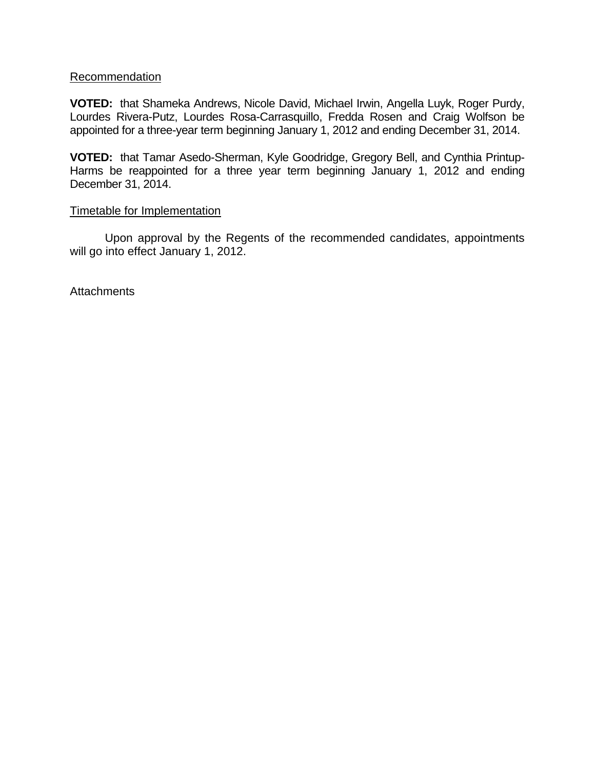Recommendation

**VOTED:** that Shameka Andrews, Nicole David, Michael Irwin, Angella Luyk, Roger Purdy, Lourdes Rivera-Putz, Lourdes Rosa-Carrasquillo, Fredda Rosen and Craig Wolfson be appointed for a three-year term beginning January 1, 2012 and ending December 31, 2014.

**VOTED:** that Tamar Asedo-Sherman, Kyle Goodridge, Gregory Bell, and Cynthia Printup-Harms be reappointed for a three year term beginning January 1, 2012 and ending December 31, 2014.

Timetable for Implementation

Upon approval by the Regents of the recommended candidates, appointments will go into effect January 1, 2012.

Attachments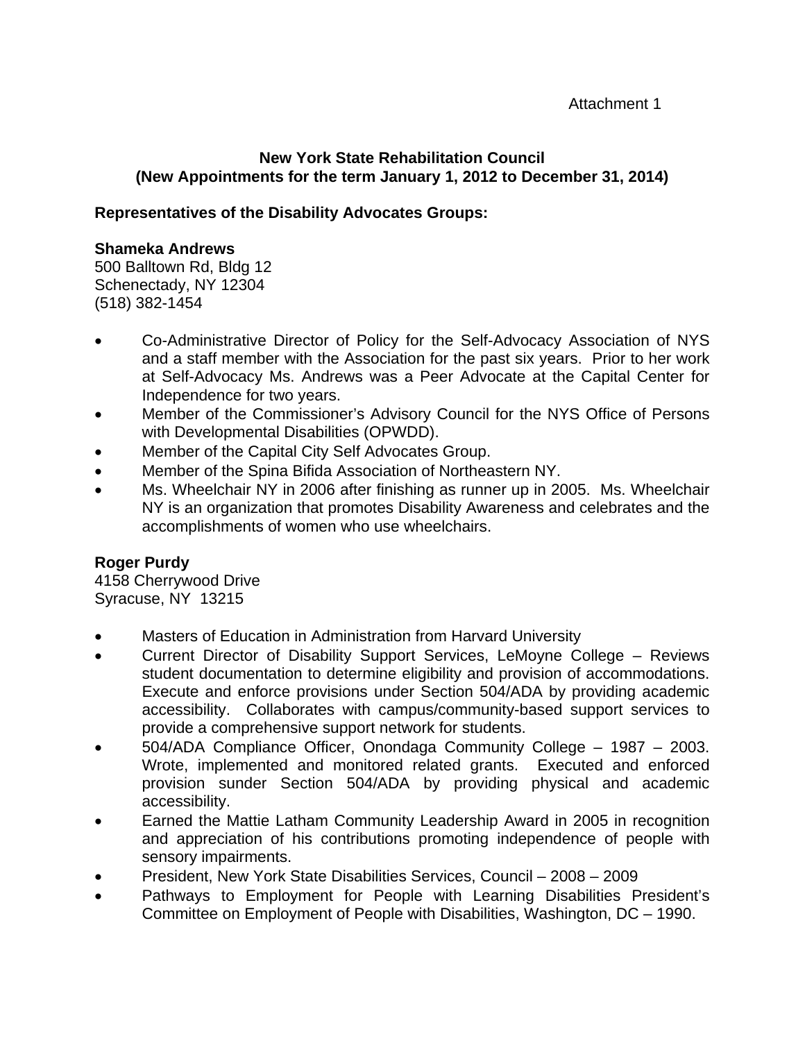Attachment 1

**New York State Rehabilitation Council**
**(New Appointments for the term January 1, 2012 to December 31, 2014)**

**Representatives of the Disability Advocates Groups:**

**Shameka Andrews**
500 Balltown Rd, Bldg 12
Schenectady, NY 12304
(518) 382-1454

- Co-Administrative Director of Policy for the Self-Advocacy Association of NYS and a staff member with the Association for the past six years. Prior to her work at Self-Advocacy Ms. Andrews was a Peer Advocate at the Capital Center for Independence for two years.
- Member of the Commissioner's Advisory Council for the NYS Office of Persons with Developmental Disabilities (OPWDD).
- Member of the Capital City Self Advocates Group.
- Member of the Spina Bifida Association of Northeastern NY.
- Ms. Wheelchair NY in 2006 after finishing as runner up in 2005. Ms. Wheelchair NY is an organization that promotes Disability Awareness and celebrates and the accomplishments of women who use wheelchairs.

**Roger Purdy**
4158 Cherrywood Drive
Syracuse, NY 13215

- Masters of Education in Administration from Harvard University
- Current Director of Disability Support Services, LeMoyne College – Reviews student documentation to determine eligibility and provision of accommodations. Execute and enforce provisions under Section 504/ADA by providing academic accessibility. Collaborates with campus/community-based support services to provide a comprehensive support network for students.
- 504/ADA Compliance Officer, Onondaga Community College – 1987 – 2003. Wrote, implemented and monitored related grants. Executed and enforced provision sunder Section 504/ADA by providing physical and academic accessibility.
- Earned the Mattie Latham Community Leadership Award in 2005 in recognition and appreciation of his contributions promoting independence of people with sensory impairments.
- President, New York State Disabilities Services, Council – 2008 – 2009
- Pathways to Employment for People with Learning Disabilities President's Committee on Employment of People with Disabilities, Washington, DC – 1990.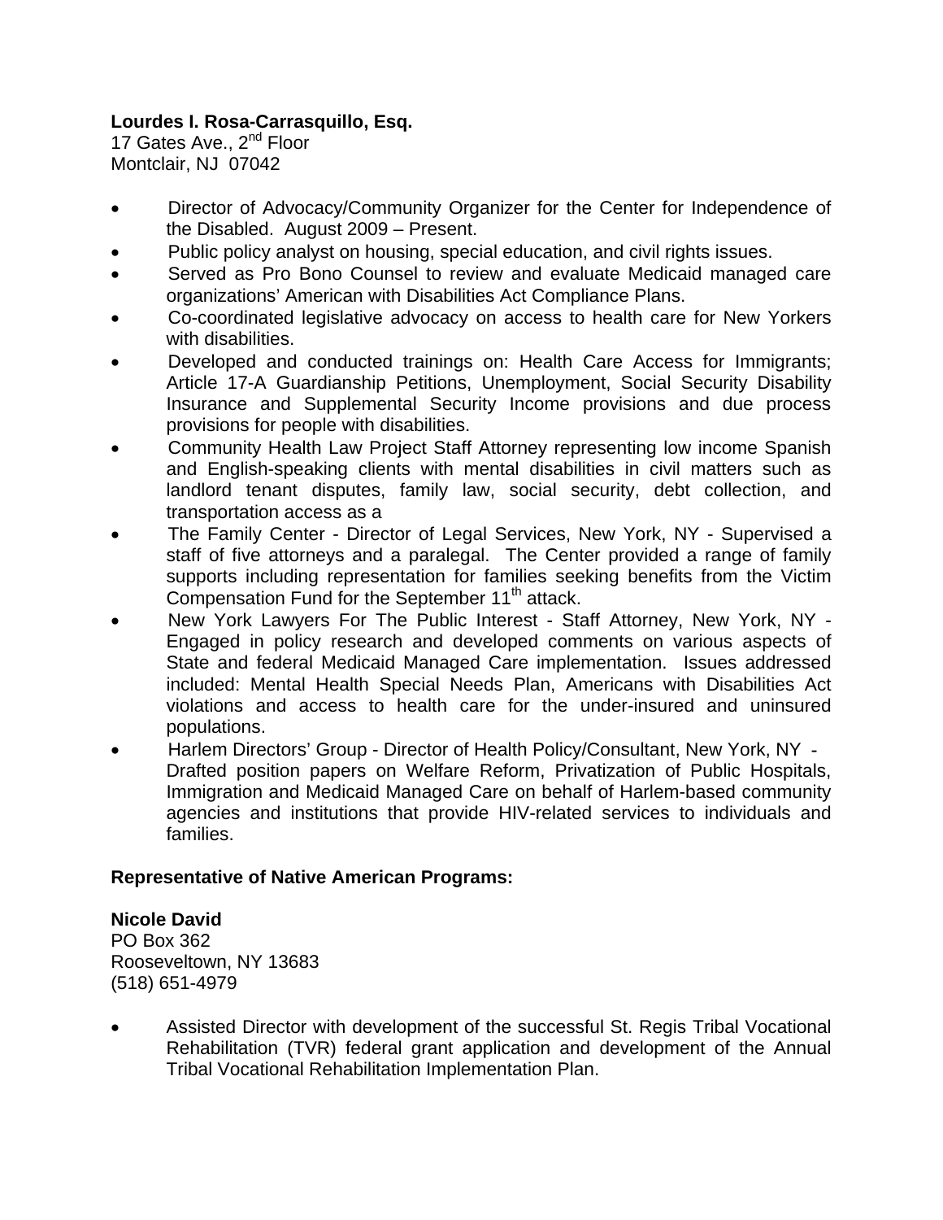**Lourdes I. Rosa-Carrasquillo, Esq.**
17 Gates Ave., 2nd Floor
Montclair, NJ 07042

- Director of Advocacy/Community Organizer for the Center for Independence of the Disabled. August 2009 – Present.
- Public policy analyst on housing, special education, and civil rights issues.
- Served as Pro Bono Counsel to review and evaluate Medicaid managed care organizations' American with Disabilities Act Compliance Plans.
- Co-coordinated legislative advocacy on access to health care for New Yorkers with disabilities.
- Developed and conducted trainings on: Health Care Access for Immigrants; Article 17-A Guardianship Petitions, Unemployment, Social Security Disability Insurance and Supplemental Security Income provisions and due process provisions for people with disabilities.
- Community Health Law Project Staff Attorney representing low income Spanish and English-speaking clients with mental disabilities in civil matters such as landlord tenant disputes, family law, social security, debt collection, and transportation access as a
- The Family Center - Director of Legal Services, New York, NY - Supervised a staff of five attorneys and a paralegal. The Center provided a range of family supports including representation for families seeking benefits from the Victim Compensation Fund for the September 11th attack.
- New York Lawyers For The Public Interest - Staff Attorney, New York, NY - Engaged in policy research and developed comments on various aspects of State and federal Medicaid Managed Care implementation. Issues addressed included: Mental Health Special Needs Plan, Americans with Disabilities Act violations and access to health care for the under-insured and uninsured populations.
- Harlem Directors' Group - Director of Health Policy/Consultant, New York, NY - Drafted position papers on Welfare Reform, Privatization of Public Hospitals, Immigration and Medicaid Managed Care on behalf of Harlem-based community agencies and institutions that provide HIV-related services to individuals and families.

**Representative of Native American Programs:**

**Nicole David**
PO Box 362
Rooseveltown, NY 13683
(518) 651-4979

- Assisted Director with development of the successful St. Regis Tribal Vocational Rehabilitation (TVR) federal grant application and development of the Annual Tribal Vocational Rehabilitation Implementation Plan.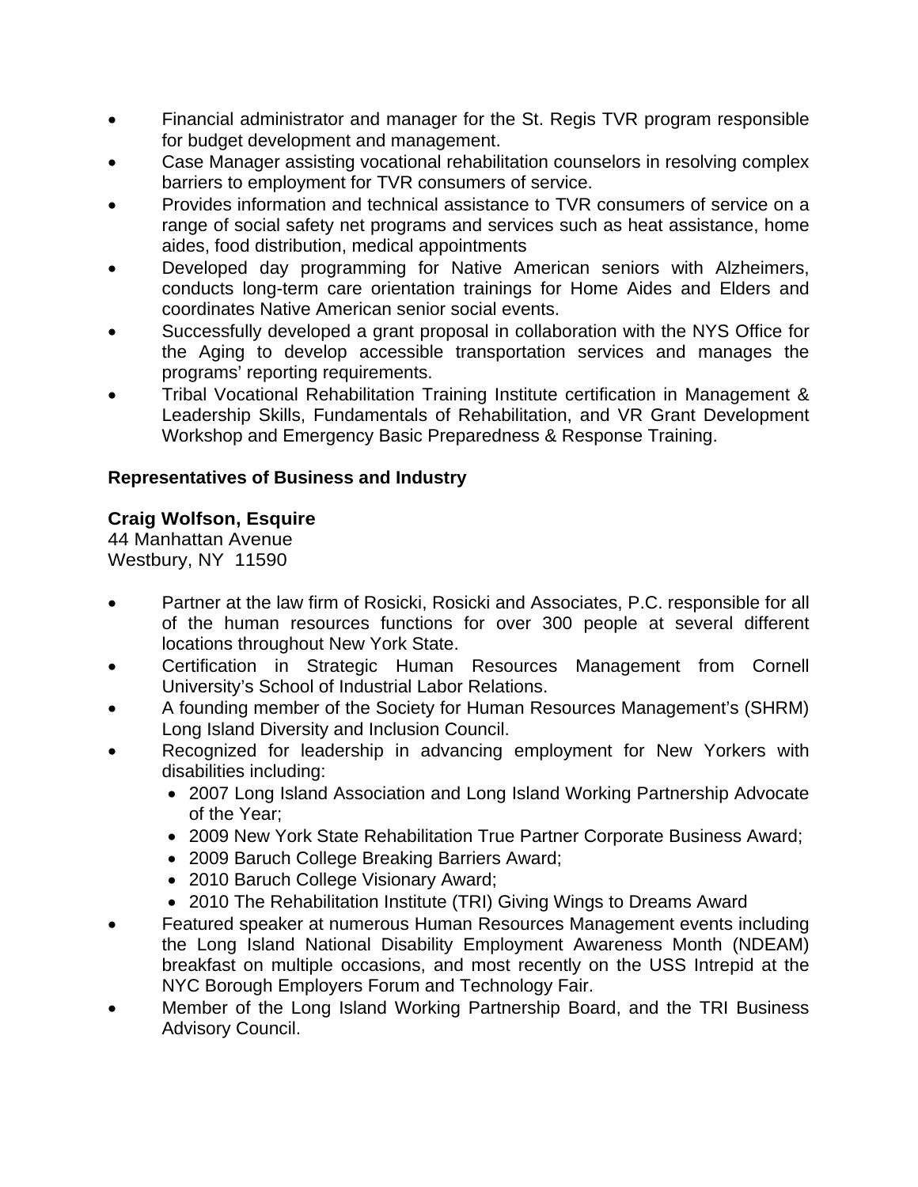- Financial administrator and manager for the St. Regis TVR program responsible for budget development and management.
- Case Manager assisting vocational rehabilitation counselors in resolving complex barriers to employment for TVR consumers of service.
- Provides information and technical assistance to TVR consumers of service on a range of social safety net programs and services such as heat assistance, home aides, food distribution, medical appointments
- Developed day programming for Native American seniors with Alzheimers, conducts long-term care orientation trainings for Home Aides and Elders and coordinates Native American senior social events.
- Successfully developed a grant proposal in collaboration with the NYS Office for the Aging to develop accessible transportation services and manages the programs' reporting requirements.
- Tribal Vocational Rehabilitation Training Institute certification in Management & Leadership Skills, Fundamentals of Rehabilitation, and VR Grant Development Workshop and Emergency Basic Preparedness & Response Training.

**Representatives of Business and Industry**

**Craig Wolfson, Esquire**
44 Manhattan Avenue
Westbury, NY  11590

- Partner at the law firm of Rosicki, Rosicki and Associates, P.C. responsible for all of the human resources functions for over 300 people at several different locations throughout New York State.
- Certification in Strategic Human Resources Management from Cornell University's School of Industrial Labor Relations.
- A founding member of the Society for Human Resources Management's (SHRM) Long Island Diversity and Inclusion Council.
- Recognized for leadership in advancing employment for New Yorkers with disabilities including:
  - 2007 Long Island Association and Long Island Working Partnership Advocate of the Year;
  - 2009 New York State Rehabilitation True Partner Corporate Business Award;
  - 2009 Baruch College Breaking Barriers Award;
  - 2010 Baruch College Visionary Award;
  - 2010 The Rehabilitation Institute (TRI) Giving Wings to Dreams Award
- Featured speaker at numerous Human Resources Management events including the Long Island National Disability Employment Awareness Month (NDEAM) breakfast on multiple occasions, and most recently on the USS Intrepid at the NYC Borough Employers Forum and Technology Fair.
- Member of the Long Island Working Partnership Board, and the TRI Business Advisory Council.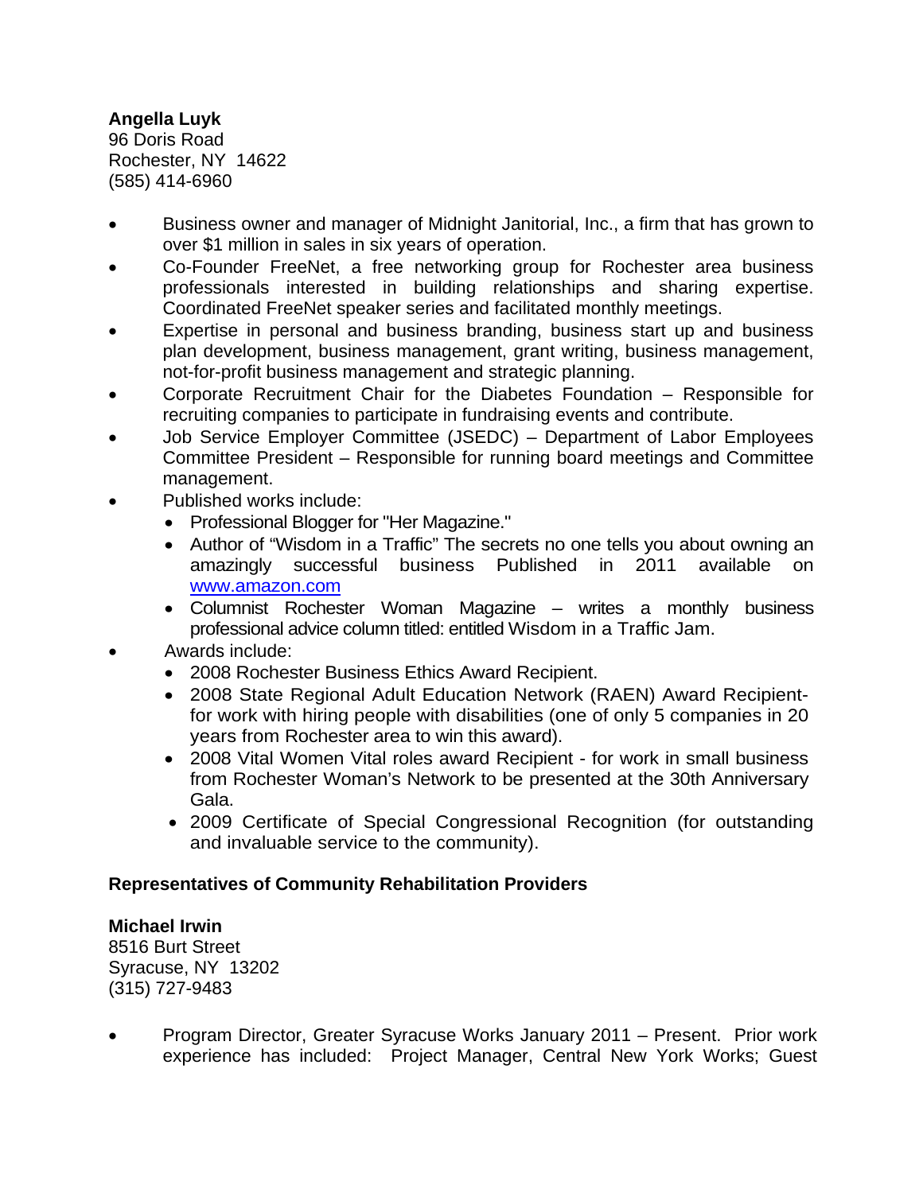**Angella Luyk**
96 Doris Road
Rochester, NY 14622
(585) 414-6960

- Business owner and manager of Midnight Janitorial, Inc., a firm that has grown to over $1 million in sales in six years of operation.
- Co-Founder FreeNet, a free networking group for Rochester area business professionals interested in building relationships and sharing expertise. Coordinated FreeNet speaker series and facilitated monthly meetings.
- Expertise in personal and business branding, business start up and business plan development, business management, grant writing, business management, not-for-profit business management and strategic planning.
- Corporate Recruitment Chair for the Diabetes Foundation – Responsible for recruiting companies to participate in fundraising events and contribute.
- Job Service Employer Committee (JSEDC) – Department of Labor Employees Committee President – Responsible for running board meetings and Committee management.
- Published works include:
  - Professional Blogger for "Her Magazine."
  - Author of "Wisdom in a Traffic" The secrets no one tells you about owning an amazingly successful business Published in 2011 available on [www.amazon.com](http://www.amazon.com)
  - Columnist Rochester Woman Magazine – writes a monthly business professional advice column titled: entitled Wisdom in a Traffic Jam.
- Awards include:
  - 2008 Rochester Business Ethics Award Recipient.
  - 2008 State Regional Adult Education Network (RAEN) Award Recipient- for work with hiring people with disabilities (one of only 5 companies in 20 years from Rochester area to win this award).
  - 2008 Vital Women Vital roles award Recipient - for work in small business from Rochester Woman's Network to be presented at the 30th Anniversary Gala.
  - 2009 Certificate of Special Congressional Recognition (for outstanding and invaluable service to the community).

**Representatives of Community Rehabilitation Providers**

**Michael Irwin**
8516 Burt Street
Syracuse, NY 13202
(315) 727-9483

- Program Director, Greater Syracuse Works January 2011 – Present. Prior work experience has included: Project Manager, Central New York Works; Guest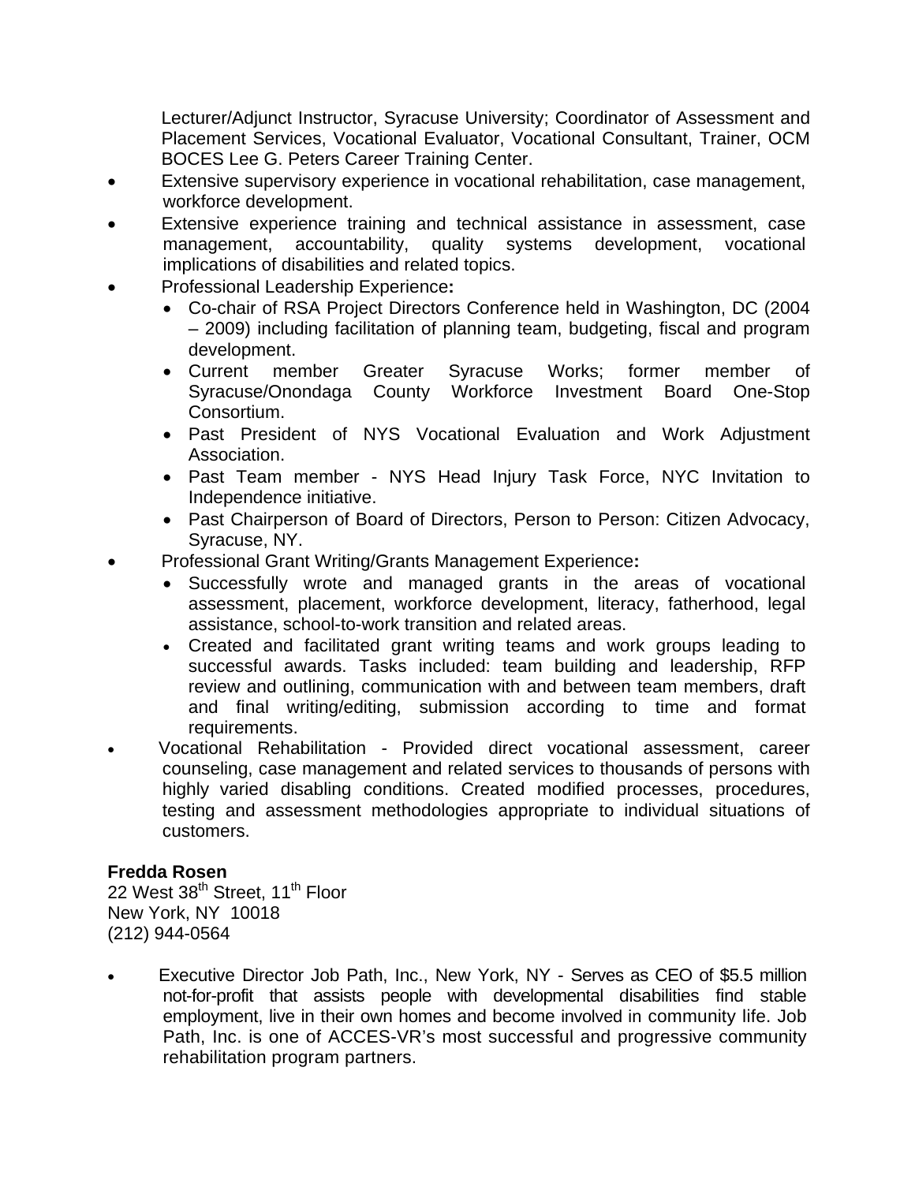Lecturer/Adjunct Instructor, Syracuse University; Coordinator of Assessment and Placement Services, Vocational Evaluator, Vocational Consultant, Trainer, OCM BOCES Lee G. Peters Career Training Center.

- Extensive supervisory experience in vocational rehabilitation, case management, workforce development.
- Extensive experience training and technical assistance in assessment, case management, accountability, quality systems development, vocational implications of disabilities and related topics.
- Professional Leadership Experience**:**
  - Co-chair of RSA Project Directors Conference held in Washington, DC (2004 – 2009) including facilitation of planning team, budgeting, fiscal and program development.
  - Current member Greater Syracuse Works; former member of Syracuse/Onondaga County Workforce Investment Board One-Stop Consortium.
  - Past President of NYS Vocational Evaluation and Work Adjustment Association.
  - Past Team member - NYS Head Injury Task Force, NYC Invitation to Independence initiative.
  - Past Chairperson of Board of Directors, Person to Person: Citizen Advocacy, Syracuse, NY.
- Professional Grant Writing/Grants Management Experience**:**
  - Successfully wrote and managed grants in the areas of vocational assessment, placement, workforce development, literacy, fatherhood, legal assistance, school-to-work transition and related areas.
  - Created and facilitated grant writing teams and work groups leading to successful awards. Tasks included: team building and leadership, RFP review and outlining, communication with and between team members, draft and final writing/editing, submission according to time and format requirements.
- Vocational Rehabilitation - Provided direct vocational assessment, career counseling, case management and related services to thousands of persons with highly varied disabling conditions. Created modified processes, procedures, testing and assessment methodologies appropriate to individual situations of customers.

**Fredda Rosen**
22 West 38th Street, 11th Floor
New York, NY 10018
(212) 944-0564

- Executive Director Job Path, Inc., New York, NY - Serves as CEO of $5.5 million not-for-profit that assists people with developmental disabilities find stable employment, live in their own homes and become involved in community life. Job Path, Inc. is one of ACCES-VR's most successful and progressive community rehabilitation program partners.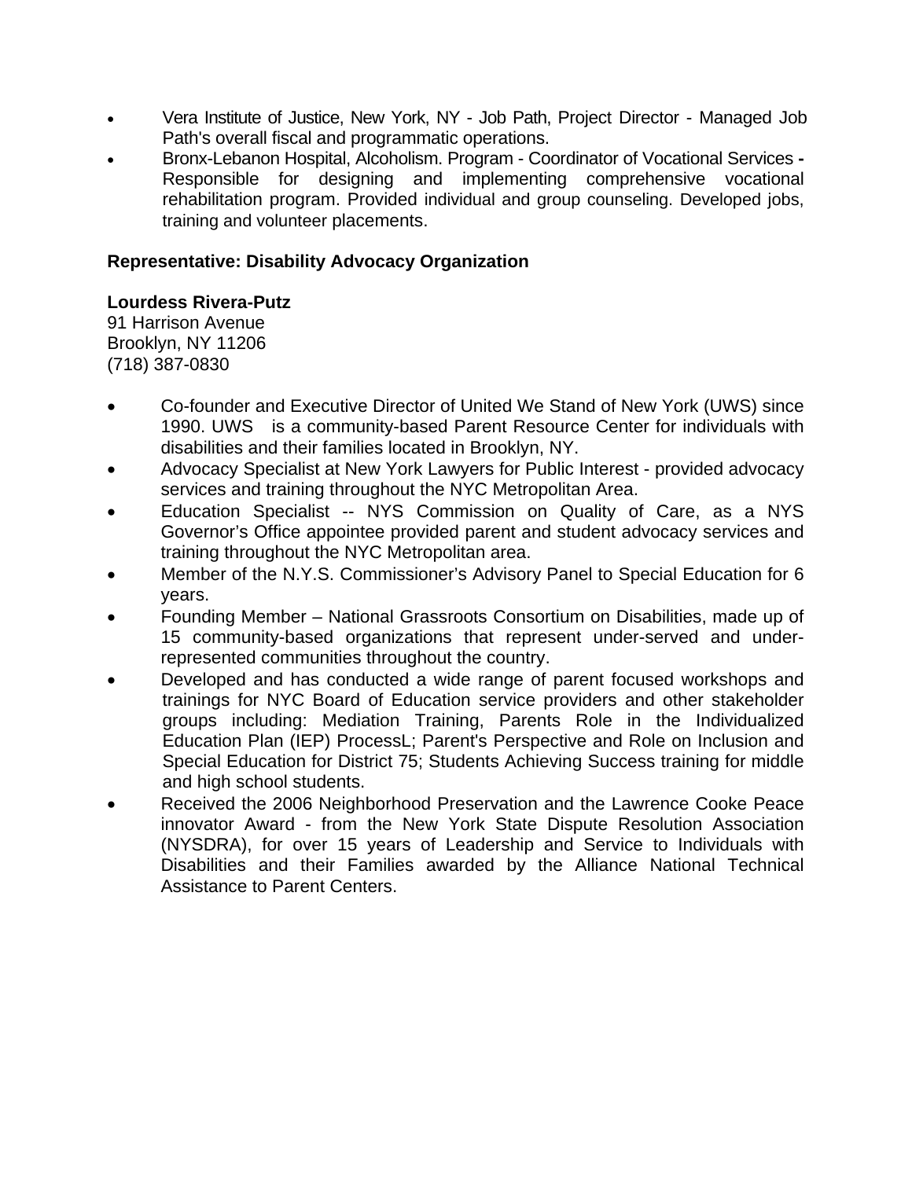- Vera Institute of Justice, New York, NY - Job Path, Project Director - Managed Job Path's overall fiscal and programmatic operations.
- Bronx-Lebanon Hospital, Alcoholism. Program - Coordinator of Vocational Services **-** Responsible for designing and implementing comprehensive vocational rehabilitation program. Provided individual and group counseling. Developed jobs, training and volunteer placements.

**Representative: Disability Advocacy Organization**

**Lourdess Rivera-Putz**
91 Harrison Avenue
Brooklyn, NY 11206
(718) 387-0830

- Co-founder and Executive Director of United We Stand of New York (UWS) since 1990. UWS is a community-based Parent Resource Center for individuals with disabilities and their families located in Brooklyn, NY.
- Advocacy Specialist at New York Lawyers for Public Interest - provided advocacy services and training throughout the NYC Metropolitan Area.
- Education Specialist -- NYS Commission on Quality of Care, as a NYS Governor's Office appointee provided parent and student advocacy services and training throughout the NYC Metropolitan area.
- Member of the N.Y.S. Commissioner's Advisory Panel to Special Education for 6 years.
- Founding Member – National Grassroots Consortium on Disabilities, made up of 15 community-based organizations that represent under-served and under-represented communities throughout the country.
- Developed and has conducted a wide range of parent focused workshops and trainings for NYC Board of Education service providers and other stakeholder groups including: Mediation Training, Parents Role in the Individualized Education Plan (IEP) ProcessL; Parent's Perspective and Role on Inclusion and Special Education for District 75; Students Achieving Success training for middle and high school students.
- Received the 2006 Neighborhood Preservation and the Lawrence Cooke Peace innovator Award - from the New York State Dispute Resolution Association (NYSDRA), for over 15 years of Leadership and Service to Individuals with Disabilities and their Families awarded by the Alliance National Technical Assistance to Parent Centers.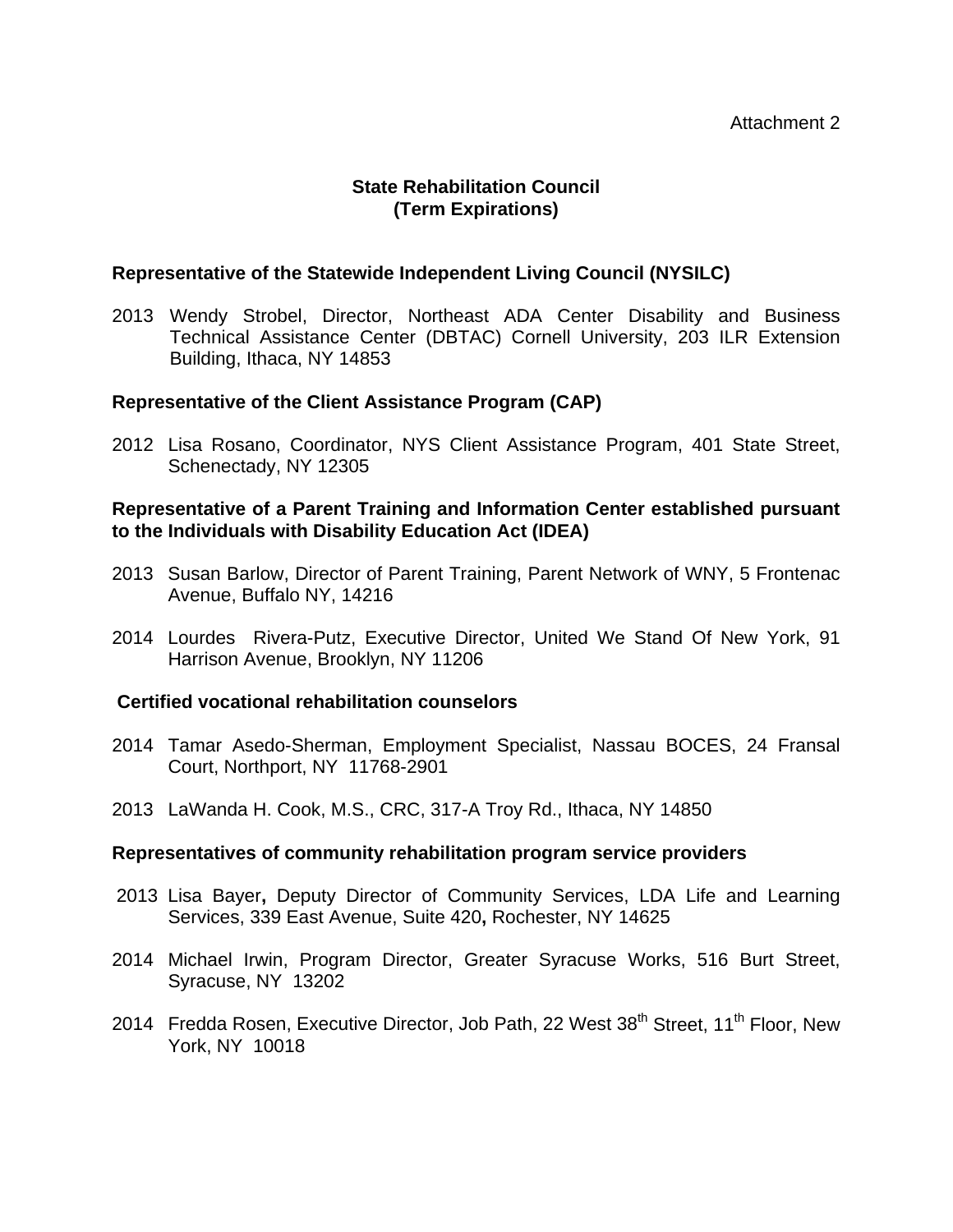Attachment 2

**State Rehabilitation Council**
**(Term Expirations)**

**Representative of the Statewide Independent Living Council (NYSILC)**

2013 Wendy Strobel, Director, Northeast ADA Center Disability and Business Technical Assistance Center (DBTAC) Cornell University, 203 ILR Extension Building, Ithaca, NY 14853

**Representative of the Client Assistance Program (CAP)**

2012 Lisa Rosano, Coordinator, NYS Client Assistance Program, 401 State Street, Schenectady, NY 12305

**Representative of a Parent Training and Information Center established pursuant to the Individuals with Disability Education Act (IDEA)**

2013 Susan Barlow, Director of Parent Training, Parent Network of WNY, 5 Frontenac Avenue, Buffalo NY, 14216

2014 Lourdes Rivera-Putz, Executive Director, United We Stand Of New York, 91 Harrison Avenue, Brooklyn, NY 11206

**Certified vocational rehabilitation counselors**

2014 Tamar Asedo-Sherman, Employment Specialist, Nassau BOCES, 24 Fransal Court, Northport, NY 11768-2901

2013 LaWanda H. Cook, M.S., CRC, 317-A Troy Rd., Ithaca, NY 14850

**Representatives of community rehabilitation program service providers**

2013 Lisa Bayer**,** Deputy Director of Community Services, LDA Life and Learning Services, 339 East Avenue, Suite 420**,** Rochester, NY 14625

2014 Michael Irwin, Program Director, Greater Syracuse Works, 516 Burt Street, Syracuse, NY 13202

2014 Fredda Rosen, Executive Director, Job Path, 22 West 38th Street, 11th Floor, New York, NY 10018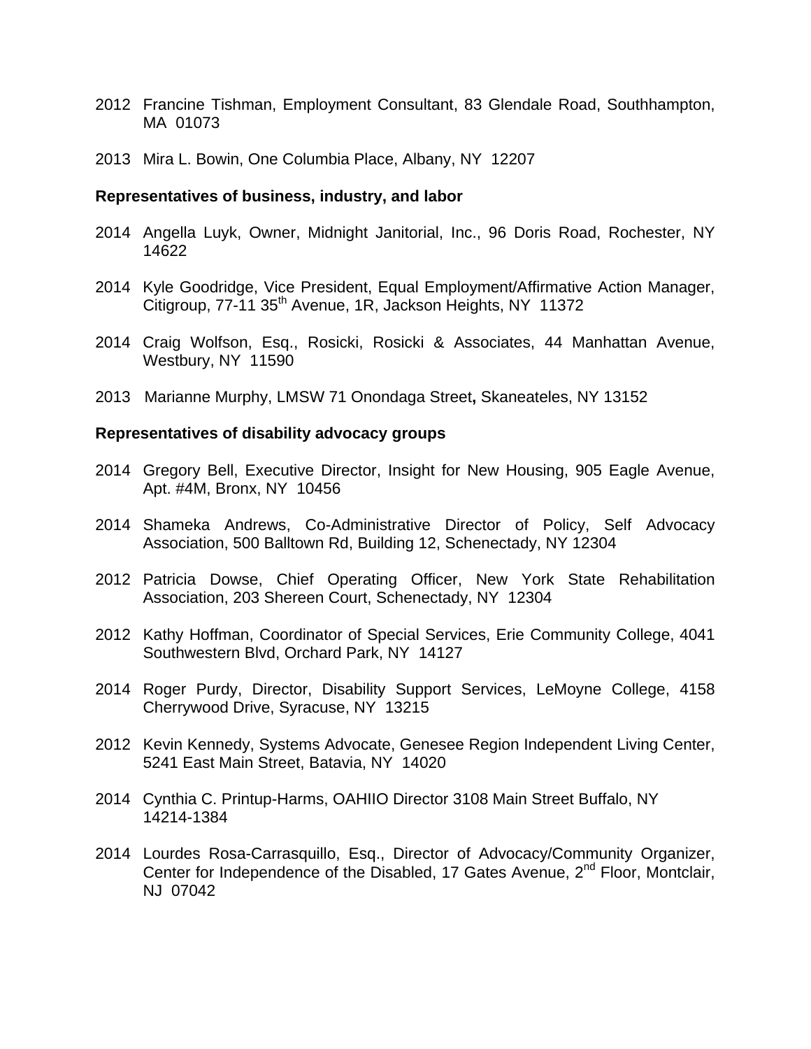2012 Francine Tishman, Employment Consultant, 83 Glendale Road, Southhampton, MA 01073

2013 Mira L. Bowin, One Columbia Place, Albany, NY 12207

**Representatives of business, industry, and labor**

2014 Angella Luyk, Owner, Midnight Janitorial, Inc., 96 Doris Road, Rochester, NY 14622

2014 Kyle Goodridge, Vice President, Equal Employment/Affirmative Action Manager, Citigroup, 77-11 35th Avenue, 1R, Jackson Heights, NY 11372

2014 Craig Wolfson, Esq., Rosicki, Rosicki & Associates, 44 Manhattan Avenue, Westbury, NY 11590

2013 Marianne Murphy, LMSW 71 Onondaga Street**,** Skaneateles, NY 13152

**Representatives of disability advocacy groups**

2014 Gregory Bell, Executive Director, Insight for New Housing, 905 Eagle Avenue, Apt. #4M, Bronx, NY 10456

2014 Shameka Andrews, Co-Administrative Director of Policy, Self Advocacy Association, 500 Balltown Rd, Building 12, Schenectady, NY 12304

2012 Patricia Dowse, Chief Operating Officer, New York State Rehabilitation Association, 203 Shereen Court, Schenectady, NY 12304

2012 Kathy Hoffman, Coordinator of Special Services, Erie Community College, 4041 Southwestern Blvd, Orchard Park, NY 14127

2014 Roger Purdy, Director, Disability Support Services, LeMoyne College, 4158 Cherrywood Drive, Syracuse, NY 13215

2012 Kevin Kennedy, Systems Advocate, Genesee Region Independent Living Center, 5241 East Main Street, Batavia, NY 14020

2014 Cynthia C. Printup-Harms, OAHIIO Director 3108 Main Street Buffalo, NY 14214-1384

2014 Lourdes Rosa-Carrasquillo, Esq., Director of Advocacy/Community Organizer, Center for Independence of the Disabled, 17 Gates Avenue, 2nd Floor, Montclair, NJ 07042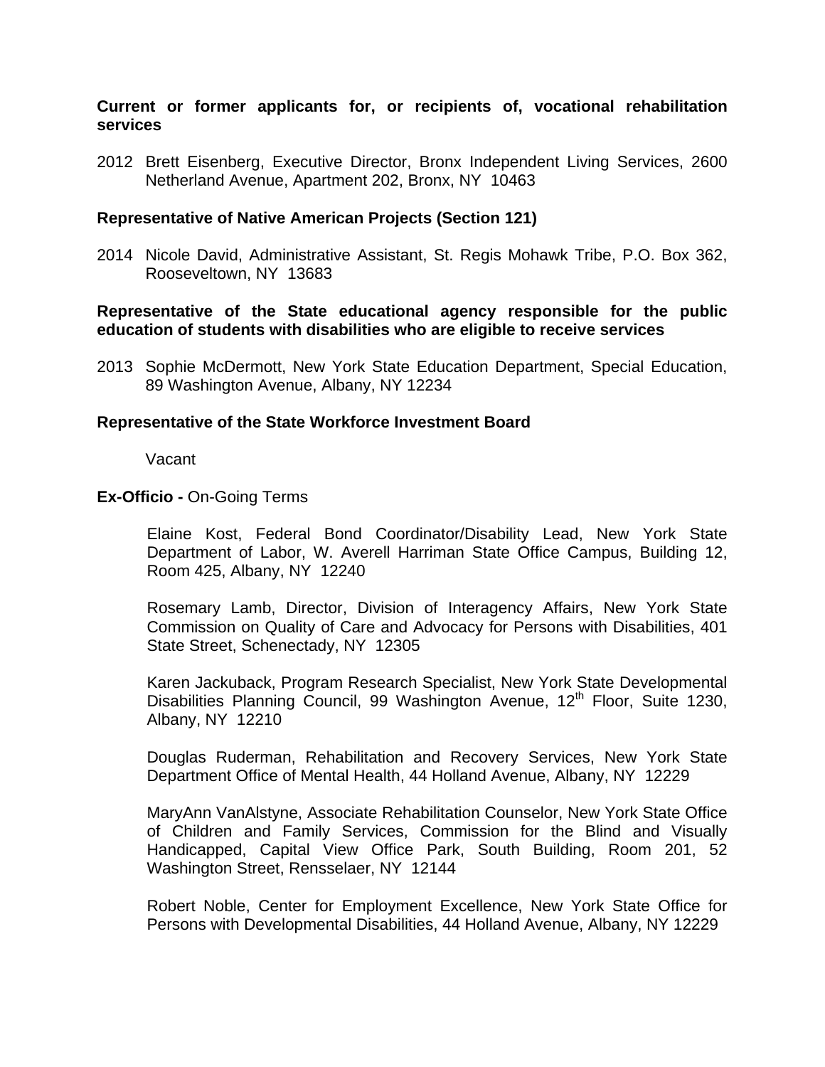**Current or former applicants for, or recipients of, vocational rehabilitation services**

2012 Brett Eisenberg, Executive Director, Bronx Independent Living Services, 2600 Netherland Avenue, Apartment 202, Bronx, NY 10463

**Representative of Native American Projects (Section 121)**

2014 Nicole David, Administrative Assistant, St. Regis Mohawk Tribe, P.O. Box 362, Rooseveltown, NY 13683

**Representative of the State educational agency responsible for the public education of students with disabilities who are eligible to receive services**

2013 Sophie McDermott, New York State Education Department, Special Education, 89 Washington Avenue, Albany, NY 12234

**Representative of the State Workforce Investment Board**

Vacant

**Ex-Officio -** On-Going Terms

Elaine Kost, Federal Bond Coordinator/Disability Lead, New York State Department of Labor, W. Averell Harriman State Office Campus, Building 12, Room 425, Albany, NY 12240

Rosemary Lamb, Director, Division of Interagency Affairs, New York State Commission on Quality of Care and Advocacy for Persons with Disabilities, 401 State Street, Schenectady, NY 12305

Karen Jackuback, Program Research Specialist, New York State Developmental Disabilities Planning Council, 99 Washington Avenue, 12th Floor, Suite 1230, Albany, NY 12210

Douglas Ruderman, Rehabilitation and Recovery Services, New York State Department Office of Mental Health, 44 Holland Avenue, Albany, NY 12229

MaryAnn VanAlstyne, Associate Rehabilitation Counselor, New York State Office of Children and Family Services, Commission for the Blind and Visually Handicapped, Capital View Office Park, South Building, Room 201, 52 Washington Street, Rensselaer, NY 12144

Robert Noble, Center for Employment Excellence, New York State Office for Persons with Developmental Disabilities, 44 Holland Avenue, Albany, NY 12229